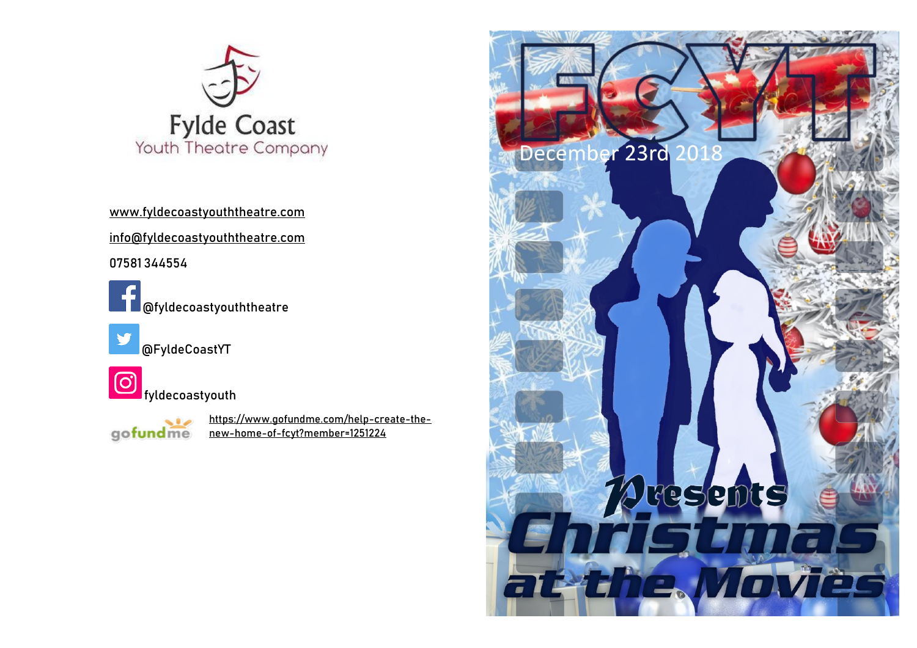# Fylde Coast

Youth Theatre Company

www.fyldecoastyouththeatre.com

info@fyldecoastyouththeatre.com

07581 344554

@fyldecoastyouththeatre

@FyldeCoastYT

fyldecoastyouth

gofundme https://www.gofundme.com/help-create-the-new-home-of-fcyt?member=1251224

# FCYT

December 23rd 2018

Presents

# Christmas at the Movies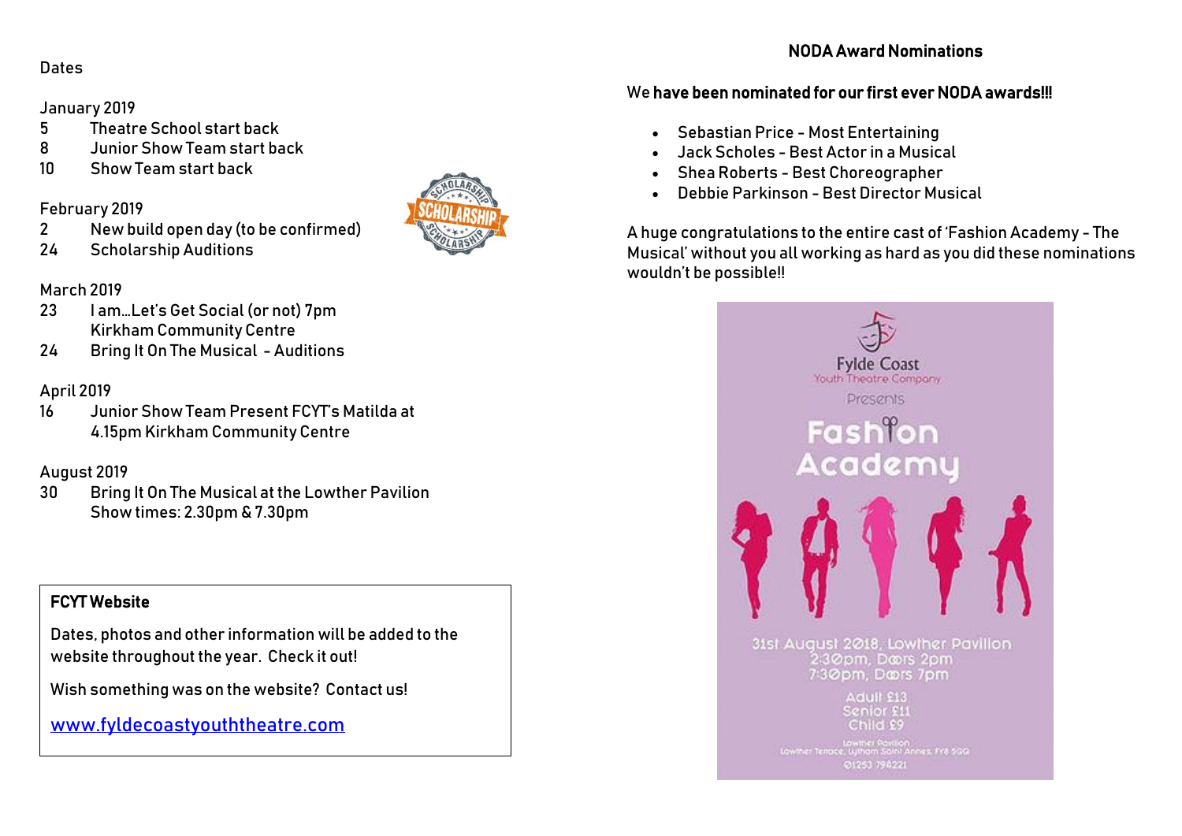Dates

January 2019

5 Theatre School start back

8 Junior Show Team start back

10 Show Team start back

February 2019

2 New build open day (to be confirmed)

24 Scholarship Auditions

March 2019

23 I am…Let's Get Social (or not) 7pm
Kirkham Community Centre

24 Bring It On The Musical - Auditions

April 2019

16 Junior Show Team Present FCYT's Matilda at
4.15pm Kirkham Community Centre

August 2019

30 Bring It On The Musical at the Lowther Pavilion
Show times: 2.30pm & 7.30pm

**FCYT Website**

Dates, photos and other information will be added to the website throughout the year. Check it out!

Wish something was on the website? Contact us!

[www.fyldecoastyouththeatre.com](http://www.fyldecoastyouththeatre.com)

## NODA Award Nominations

We **have been nominated for our first ever NODA awards!!!**

- Sebastian Price - Most Entertaining
- Jack Scholes - Best Actor in a Musical
- Shea Roberts - Best Choreographer
- Debbie Parkinson - Best Director Musical

A huge congratulations to the entire cast of 'Fashion Academy - The Musical' without you all working as hard as you did these nominations wouldn't be possible!!

Fylde Coast Youth Theatre Company Presents Fashion Academy

31st August 2018, Lowther Pavilion
2:30pm, Doors 2pm
7:30pm, Doors 7pm

Adult £13
Senior £11
Child £9

Lowther Pavilion
Lowther Terrace, Lytham Saint Annes, FY8 5QQ
01253 794221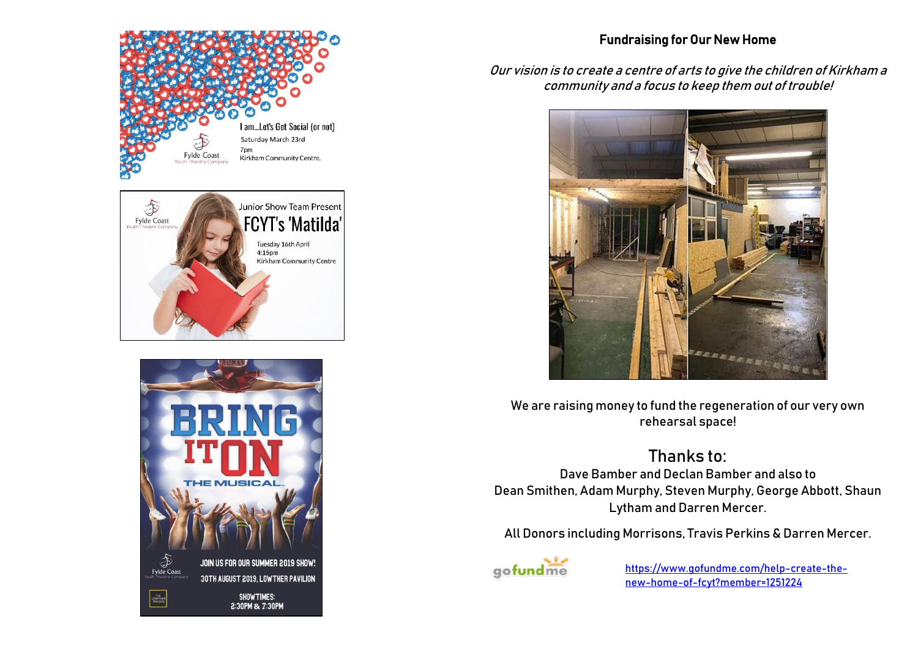I am...Let's Get Social (or not)
Saturday March 23rd
7pm
Kirkham Community Centre.

Fylde Coast Youth Theatre Company

Junior Show Team Present
FCYT's 'Matilda'
Tuesday 16th April
4:15pm
Kirkham Community Centre

Fylde Coast Youth Theatre Company

BRING IT ON THE MUSICAL

JOIN US FOR OUR SUMMER 2019 SHOW!
30TH AUGUST 2019, LOWTHER PAVILION
SHOWTIMES:
2:30PM & 7:30PM

Fylde Coast Youth Theatre Company

## Fundraising for Our New Home

*Our vision is to create a centre of arts to give the children of Kirkham a community and a focus to keep them out of trouble!*

We are raising money to fund the regeneration of our very own rehearsal space!

## Thanks to:

Dave Bamber and Declan Bamber and also to
Dean Smithen, Adam Murphy, Steven Murphy, George Abbott, Shaun Lytham and Darren Mercer.

All Donors including Morrisons, Travis Perkins & Darren Mercer.

gofundme

https://www.gofundme.com/help-create-the-new-home-of-fcyt?member=1251224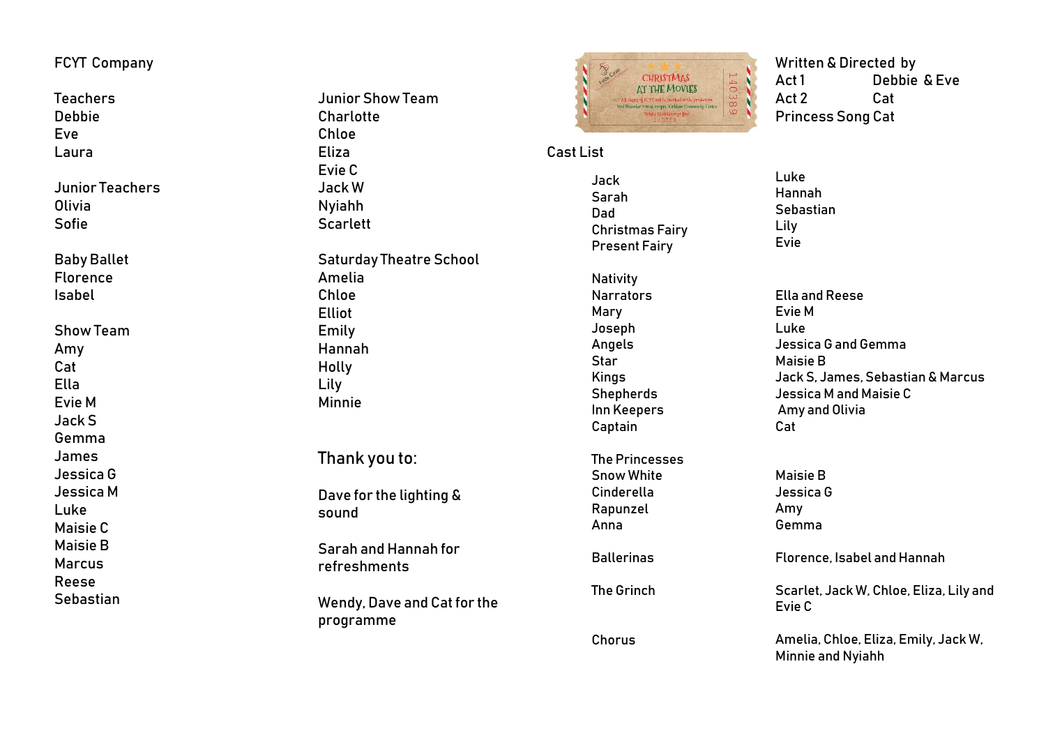FCYT Company

Teachers
Debbie
Eve
Laura

Junior Teachers
Olivia
Sofie

Baby Ballet
Florence
Isabel

Show Team
Amy
Cat
Ella
Evie M
Jack S
Gemma
James
Jessica G
Jessica M
Luke
Maisie C
Maisie B
Marcus
Reese
Sebastian

Junior Show Team
Charlotte
Chloe
Eliza
Evie C
Jack W
Nyiahh
Scarlett

Saturday Theatre School
Amelia
Chloe
Elliot
Emily
Hannah
Holly
Lily
Minnie

Thank you to:

Dave for the lighting & sound

Sarah and Hannah for refreshments

Wendy, Dave and Cat for the programme

Written & Directed by

| | |
|---|---|
| Act 1 | Debbie & Eve |
| Act 2 | Cat |
| Princess Song | Cat |

Cast List

| | |
|---|---|
| Jack | Luke |
| Sarah | Hannah |
| Dad | Sebastian |
| Christmas Fairy | Lily |
| Present Fairy | Evie |
| Nativity | |
| Narrators | Ella and Reese |
| Mary | Evie M |
| Joseph | Luke |
| Angels | Jessica G and Gemma |
| Star | Maisie B |
| Kings | Jack S, James, Sebastian & Marcus |
| Shepherds | Jessica M and Maisie C |
| Inn Keepers | Amy and Olivia |
| Captain | Cat |
| The Princesses | |
| Snow White | Maisie B |
| Cinderella | Jessica G |
| Rapunzel | Amy |
| Anna | Gemma |
| Ballerinas | Florence, Isabel and Hannah |
| The Grinch | Scarlet, Jack W, Chloe, Eliza, Lily and Evie C |
| Chorus | Amelia, Chloe, Eliza, Emily, Jack W, Minnie and Nyiahh |